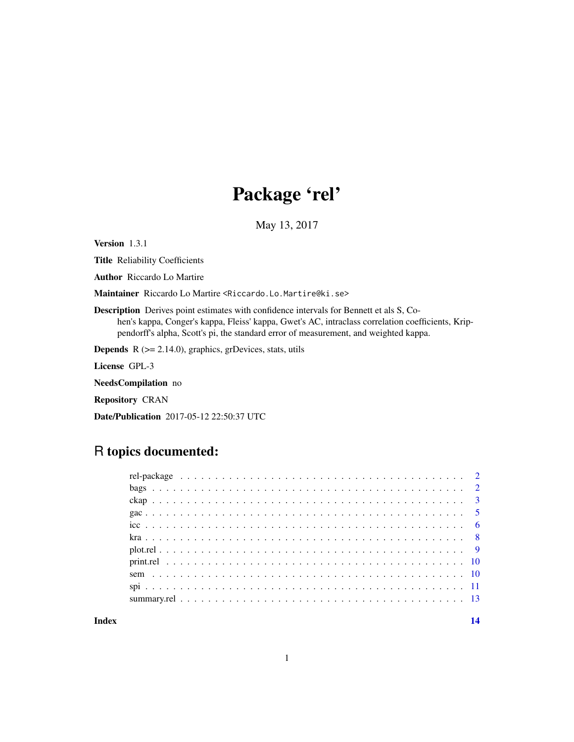# Package 'rel'

May 13, 2017

**Version** 1.3.1

**Title** Reliability Coefficients

**Author** Riccardo Lo Martire

**Maintainer** Riccardo Lo Martire <Riccardo.Lo.Martire@ki.se>

**Description** Derives point estimates with confidence intervals for Bennett et als S, Cohen's kappa, Conger's kappa, Fleiss' kappa, Gwet's AC, intraclass correlation coefficients, Krippendorff's alpha, Scott's pi, the standard error of measurement, and weighted kappa.

**Depends** R (>= 2.14.0), graphics, grDevices, stats, utils

**License** GPL-3

**NeedsCompilation** no

**Repository** CRAN

**Date/Publication** 2017-05-12 22:50:37 UTC

## R topics documented:

| | |
|---|---|
| rel-package | 2 |
| bags | 2 |
| ckap | 3 |
| gac | 5 |
| icc | 6 |
| kra | 8 |
| plot.rel | 9 |
| print.rel | 10 |
| sem | 10 |
| spi | 11 |
| summary.rel | 13 |
| **Index** | **14** |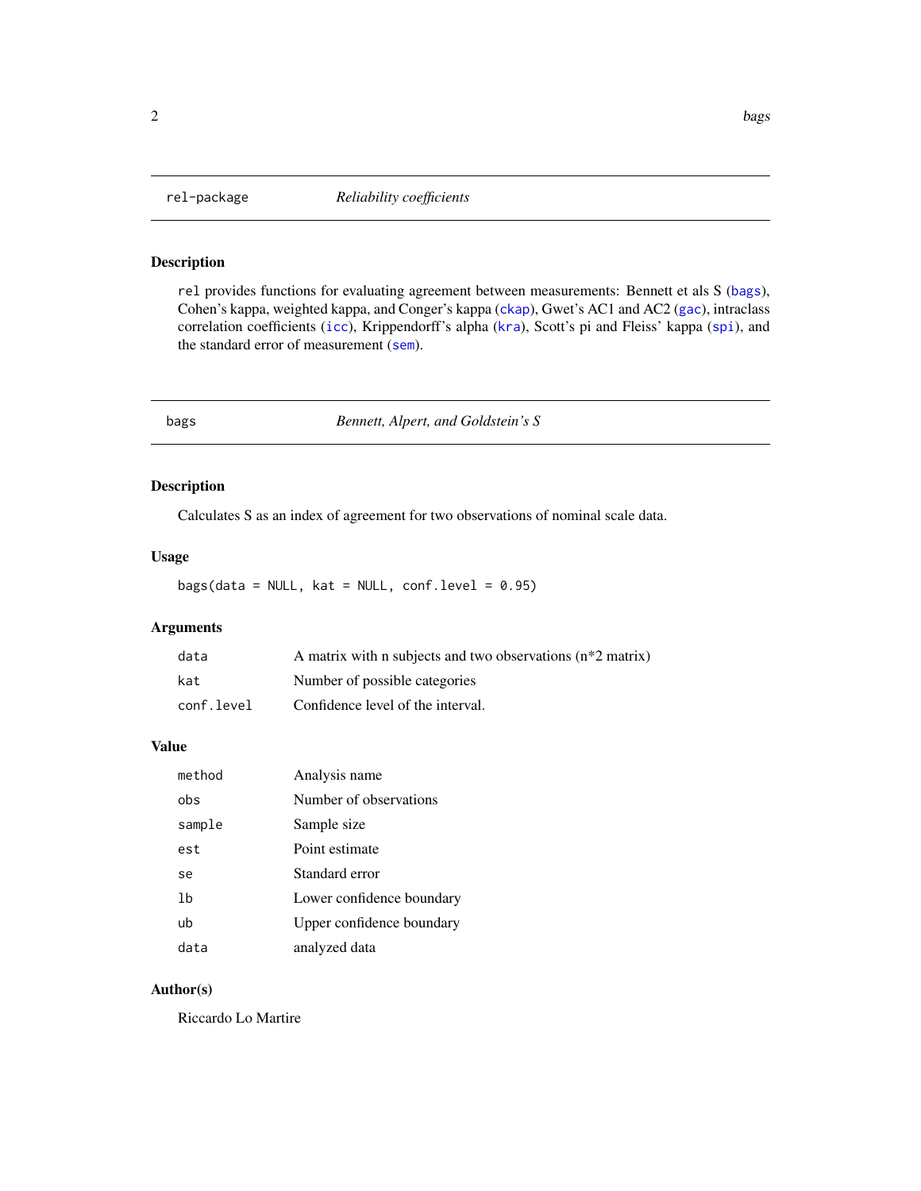## rel-package *Reliability coefficients*

### Description

`rel` provides functions for evaluating agreement between measurements: Bennett et als S (`bags`), Cohen's kappa, weighted kappa, and Conger's kappa (`ckap`), Gwet's AC1 and AC2 (`gac`), intraclass correlation coefficients (`icc`), Krippendorff's alpha (`kra`), Scott's pi and Fleiss' kappa (`spi`), and the standard error of measurement (`sem`).

## bags *Bennett, Alpert, and Goldstein's S*

### Description

Calculates S as an index of agreement for two observations of nominal scale data.

### Usage

```
bags(data = NULL, kat = NULL, conf.level = 0.95)
```

### Arguments

| | |
|---|---|
| `data` | A matrix with n subjects and two observations (n*2 matrix) |
| `kat` | Number of possible categories |
| `conf.level` | Confidence level of the interval. |

### Value

| | |
|---|---|
| `method` | Analysis name |
| `obs` | Number of observations |
| `sample` | Sample size |
| `est` | Point estimate |
| `se` | Standard error |
| `lb` | Lower confidence boundary |
| `ub` | Upper confidence boundary |
| `data` | analyzed data |

### Author(s)

Riccardo Lo Martire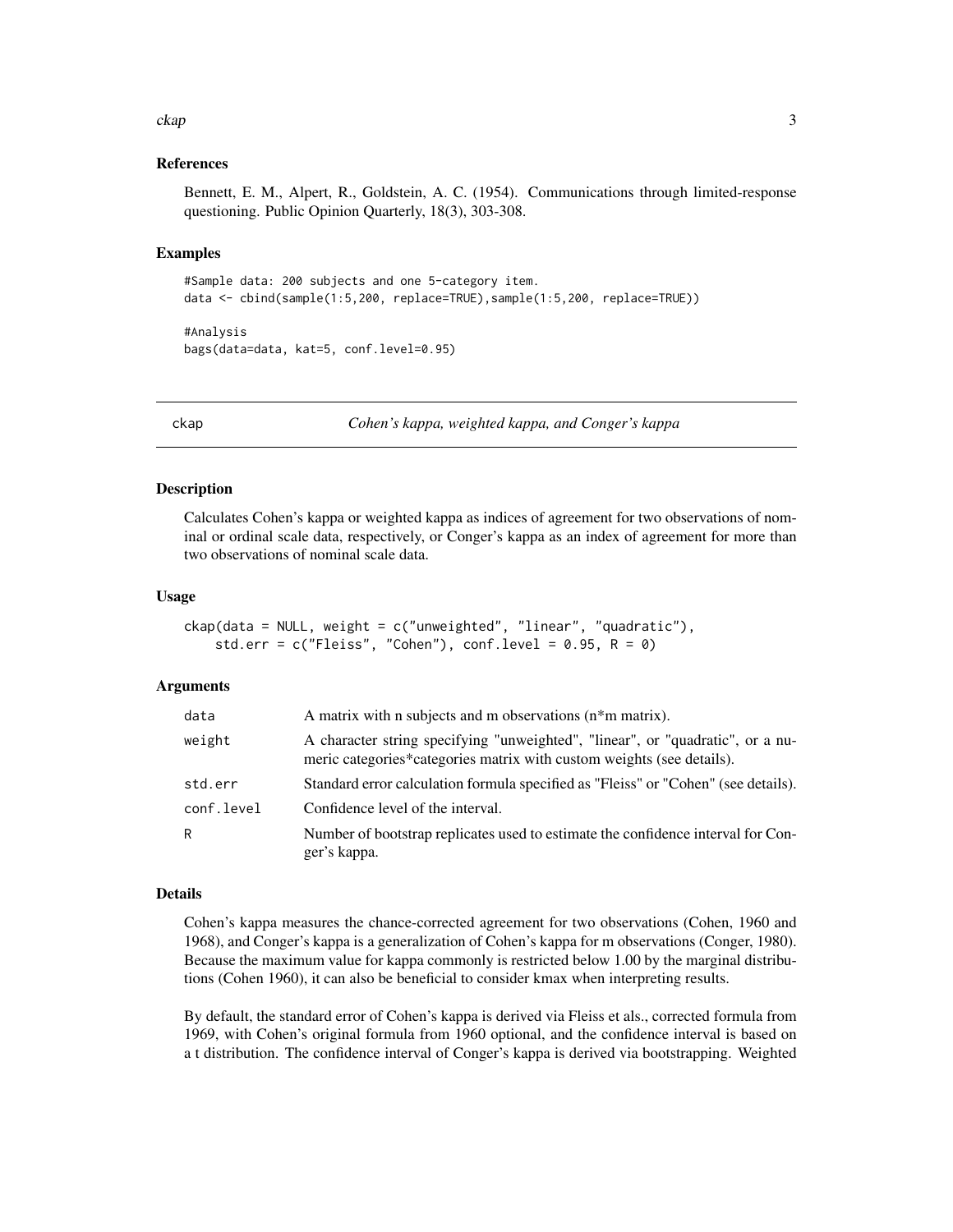### References

Bennett, E. M., Alpert, R., Goldstein, A. C. (1954). Communications through limited-response questioning. Public Opinion Quarterly, 18(3), 303-308.

### Examples

```
#Sample data: 200 subjects and one 5-category item.
data <- cbind(sample(1:5,200, replace=TRUE),sample(1:5,200, replace=TRUE))

#Analysis
bags(data=data, kat=5, conf.level=0.95)
```

## ckap — *Cohen's kappa, weighted kappa, and Conger's kappa*

### Description

Calculates Cohen's kappa or weighted kappa as indices of agreement for two observations of nominal or ordinal scale data, respectively, or Conger's kappa as an index of agreement for more than two observations of nominal scale data.

### Usage

```
ckap(data = NULL, weight = c("unweighted", "linear", "quadratic"),
    std.err = c("Fleiss", "Cohen"), conf.level = 0.95, R = 0)
```

### Arguments

| | |
|---|---|
| data | A matrix with n subjects and m observations (n*m matrix). |
| weight | A character string specifying "unweighted", "linear", or "quadratic", or a numeric categories*categories matrix with custom weights (see details). |
| std.err | Standard error calculation formula specified as "Fleiss" or "Cohen" (see details). |
| conf.level | Confidence level of the interval. |
| R | Number of bootstrap replicates used to estimate the confidence interval for Conger's kappa. |

### Details

Cohen's kappa measures the chance-corrected agreement for two observations (Cohen, 1960 and 1968), and Conger's kappa is a generalization of Cohen's kappa for m observations (Conger, 1980). Because the maximum value for kappa commonly is restricted below 1.00 by the marginal distributions (Cohen 1960), it can also be beneficial to consider kmax when interpreting results.

By default, the standard error of Cohen's kappa is derived via Fleiss et als., corrected formula from 1969, with Cohen's original formula from 1960 optional, and the confidence interval is based on a t distribution. The confidence interval of Conger's kappa is derived via bootstrapping. Weighted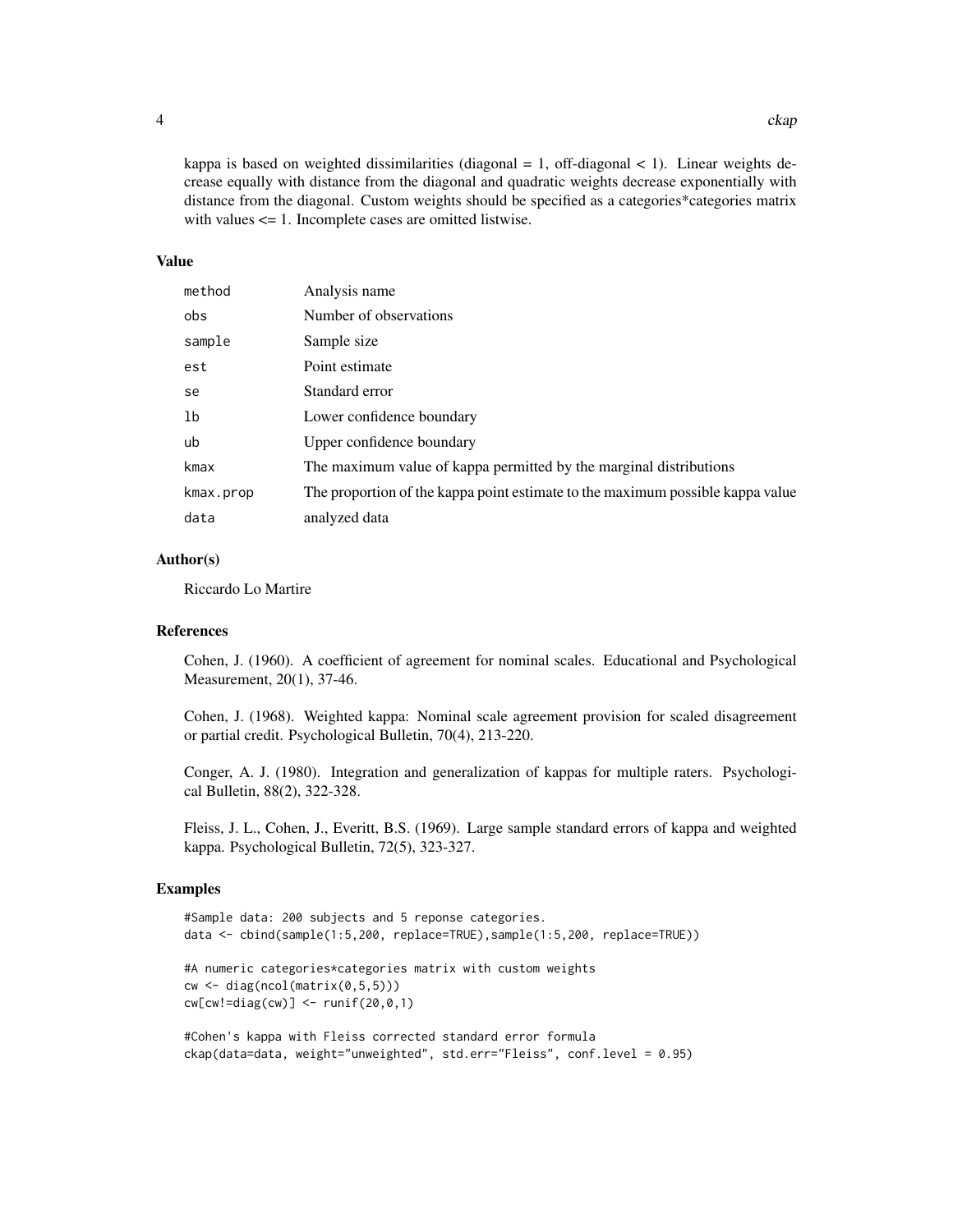kappa is based on weighted dissimilarities (diagonal = 1, off-diagonal < 1). Linear weights decrease equally with distance from the diagonal and quadratic weights decrease exponentially with distance from the diagonal. Custom weights should be specified as a categories*categories matrix with values <= 1. Incomplete cases are omitted listwise.

## Value

| | |
|---|---|
| method | Analysis name |
| obs | Number of observations |
| sample | Sample size |
| est | Point estimate |
| se | Standard error |
| lb | Lower confidence boundary |
| ub | Upper confidence boundary |
| kmax | The maximum value of kappa permitted by the marginal distributions |
| kmax.prop | The proportion of the kappa point estimate to the maximum possible kappa value |
| data | analyzed data |

## Author(s)

Riccardo Lo Martire

## References

Cohen, J. (1960). A coefficient of agreement for nominal scales. Educational and Psychological Measurement, 20(1), 37-46.

Cohen, J. (1968). Weighted kappa: Nominal scale agreement provision for scaled disagreement or partial credit. Psychological Bulletin, 70(4), 213-220.

Conger, A. J. (1980). Integration and generalization of kappas for multiple raters. Psychological Bulletin, 88(2), 322-328.

Fleiss, J. L., Cohen, J., Everitt, B.S. (1969). Large sample standard errors of kappa and weighted kappa. Psychological Bulletin, 72(5), 323-327.

## Examples

```
#Sample data: 200 subjects and 5 reponse categories.
data <- cbind(sample(1:5,200, replace=TRUE),sample(1:5,200, replace=TRUE))

#A numeric categories*categories matrix with custom weights
cw <- diag(ncol(matrix(0,5,5)))
cw[cw!=diag(cw)] <- runif(20,0,1)

#Cohen's kappa with Fleiss corrected standard error formula
ckap(data=data, weight="unweighted", std.err="Fleiss", conf.level = 0.95)
```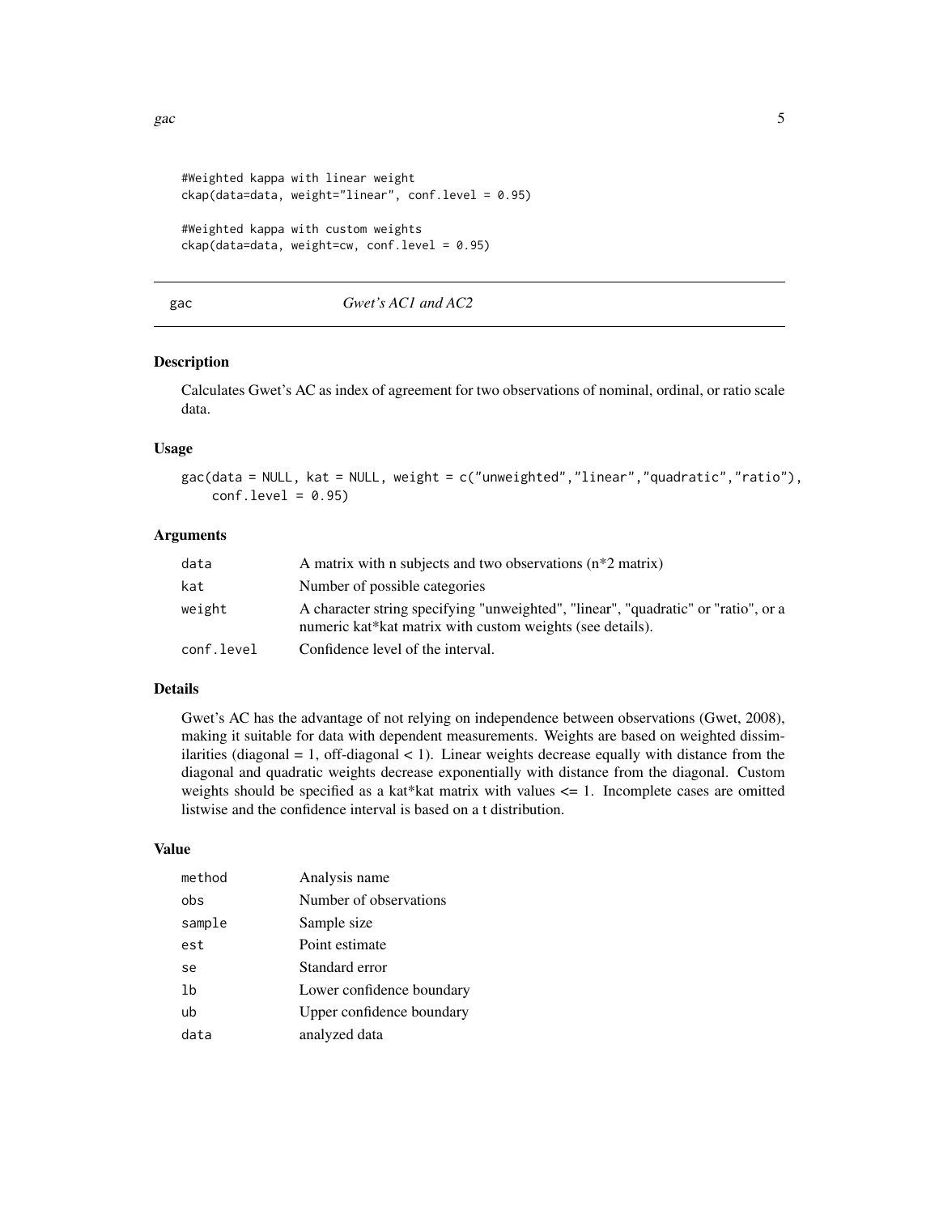```
#Weighted kappa with linear weight
ckap(data=data, weight="linear", conf.level = 0.95)

#Weighted kappa with custom weights
ckap(data=data, weight=cw, conf.level = 0.95)
```

## gac — *Gwet's AC1 and AC2*

### Description

Calculates Gwet's AC as index of agreement for two observations of nominal, ordinal, or ratio scale data.

### Usage

```
gac(data = NULL, kat = NULL, weight = c("unweighted","linear","quadratic","ratio"),
    conf.level = 0.95)
```

### Arguments

| | |
|---|---|
| `data` | A matrix with n subjects and two observations (n*2 matrix) |
| `kat` | Number of possible categories |
| `weight` | A character string specifying "unweighted", "linear", "quadratic" or "ratio", or a numeric kat*kat matrix with custom weights (see details). |
| `conf.level` | Confidence level of the interval. |

### Details

Gwet's AC has the advantage of not relying on independence between observations (Gwet, 2008), making it suitable for data with dependent measurements. Weights are based on weighted dissimilarities (diagonal = 1, off-diagonal < 1). Linear weights decrease equally with distance from the diagonal and quadratic weights decrease exponentially with distance from the diagonal. Custom weights should be specified as a kat*kat matrix with values <= 1. Incomplete cases are omitted listwise and the confidence interval is based on a t distribution.

### Value

| | |
|---|---|
| `method` | Analysis name |
| `obs` | Number of observations |
| `sample` | Sample size |
| `est` | Point estimate |
| `se` | Standard error |
| `lb` | Lower confidence boundary |
| `ub` | Upper confidence boundary |
| `data` | analyzed data |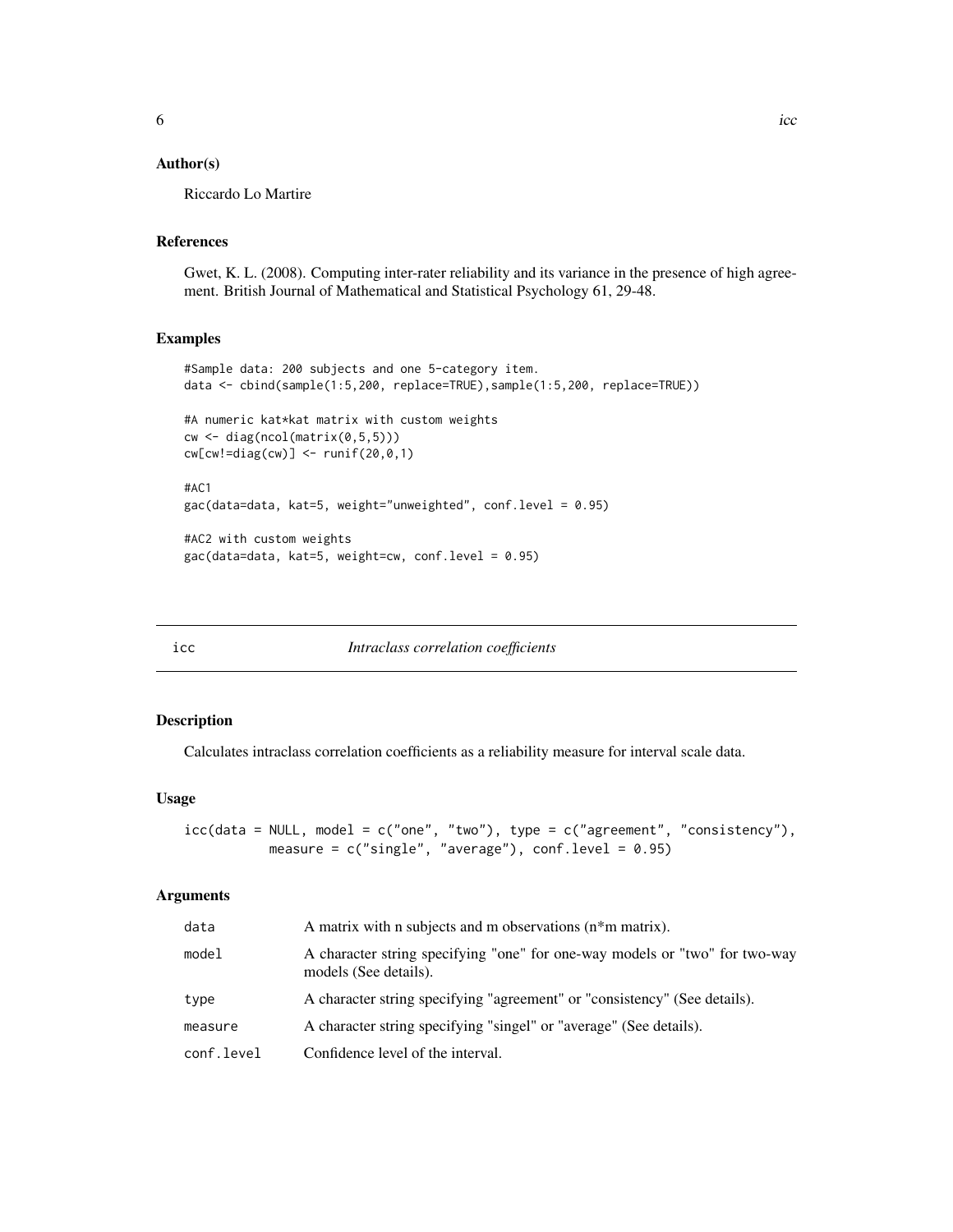### Author(s)

Riccardo Lo Martire

### References

Gwet, K. L. (2008). Computing inter-rater reliability and its variance in the presence of high agreement. British Journal of Mathematical and Statistical Psychology 61, 29-48.

### Examples

```
#Sample data: 200 subjects and one 5-category item.
data <- cbind(sample(1:5,200, replace=TRUE),sample(1:5,200, replace=TRUE))

#A numeric kat*kat matrix with custom weights
cw <- diag(ncol(matrix(0,5,5)))
cw[cw!=diag(cw)] <- runif(20,0,1)

#AC1
gac(data=data, kat=5, weight="unweighted", conf.level = 0.95)

#AC2 with custom weights
gac(data=data, kat=5, weight=cw, conf.level = 0.95)
```

---

## icc *Intraclass correlation coefficients*

---

### Description

Calculates intraclass correlation coefficients as a reliability measure for interval scale data.

### Usage

```
icc(data = NULL, model = c("one", "two"), type = c("agreement", "consistency"),
           measure = c("single", "average"), conf.level = 0.95)
```

### Arguments

| | |
|---|---|
| `data` | A matrix with n subjects and m observations (n*m matrix). |
| `model` | A character string specifying "one" for one-way models or "two" for two-way models (See details). |
| `type` | A character string specifying "agreement" or "consistency" (See details). |
| `measure` | A character string specifying "singel" or "average" (See details). |
| `conf.level` | Confidence level of the interval. |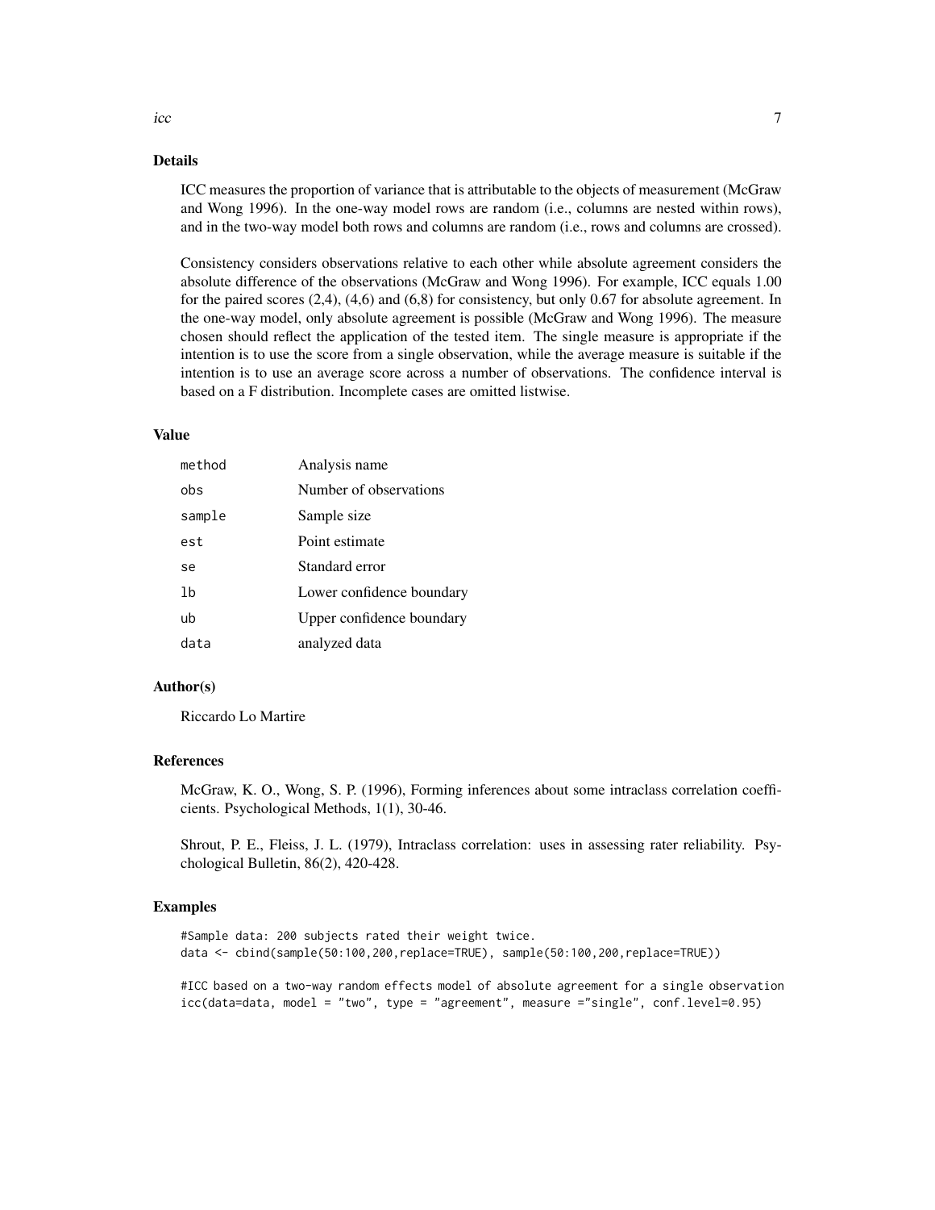### Details

ICC measures the proportion of variance that is attributable to the objects of measurement (McGraw and Wong 1996). In the one-way model rows are random (i.e., columns are nested within rows), and in the two-way model both rows and columns are random (i.e., rows and columns are crossed).

Consistency considers observations relative to each other while absolute agreement considers the absolute difference of the observations (McGraw and Wong 1996). For example, ICC equals 1.00 for the paired scores (2,4), (4,6) and (6,8) for consistency, but only 0.67 for absolute agreement. In the one-way model, only absolute agreement is possible (McGraw and Wong 1996). The measure chosen should reflect the application of the tested item. The single measure is appropriate if the intention is to use the score from a single observation, while the average measure is suitable if the intention is to use an average score across a number of observations. The confidence interval is based on a F distribution. Incomplete cases are omitted listwise.

### Value

| | |
|---|---|
| `method` | Analysis name |
| `obs` | Number of observations |
| `sample` | Sample size |
| `est` | Point estimate |
| `se` | Standard error |
| `lb` | Lower confidence boundary |
| `ub` | Upper confidence boundary |
| `data` | analyzed data |

### Author(s)

Riccardo Lo Martire

### References

McGraw, K. O., Wong, S. P. (1996), Forming inferences about some intraclass correlation coefficients. Psychological Methods, 1(1), 30-46.

Shrout, P. E., Fleiss, J. L. (1979), Intraclass correlation: uses in assessing rater reliability. Psychological Bulletin, 86(2), 420-428.

### Examples

```
#Sample data: 200 subjects rated their weight twice.
data <- cbind(sample(50:100,200,replace=TRUE), sample(50:100,200,replace=TRUE))

#ICC based on a two-way random effects model of absolute agreement for a single observation
icc(data=data, model = "two", type = "agreement", measure ="single", conf.level=0.95)
```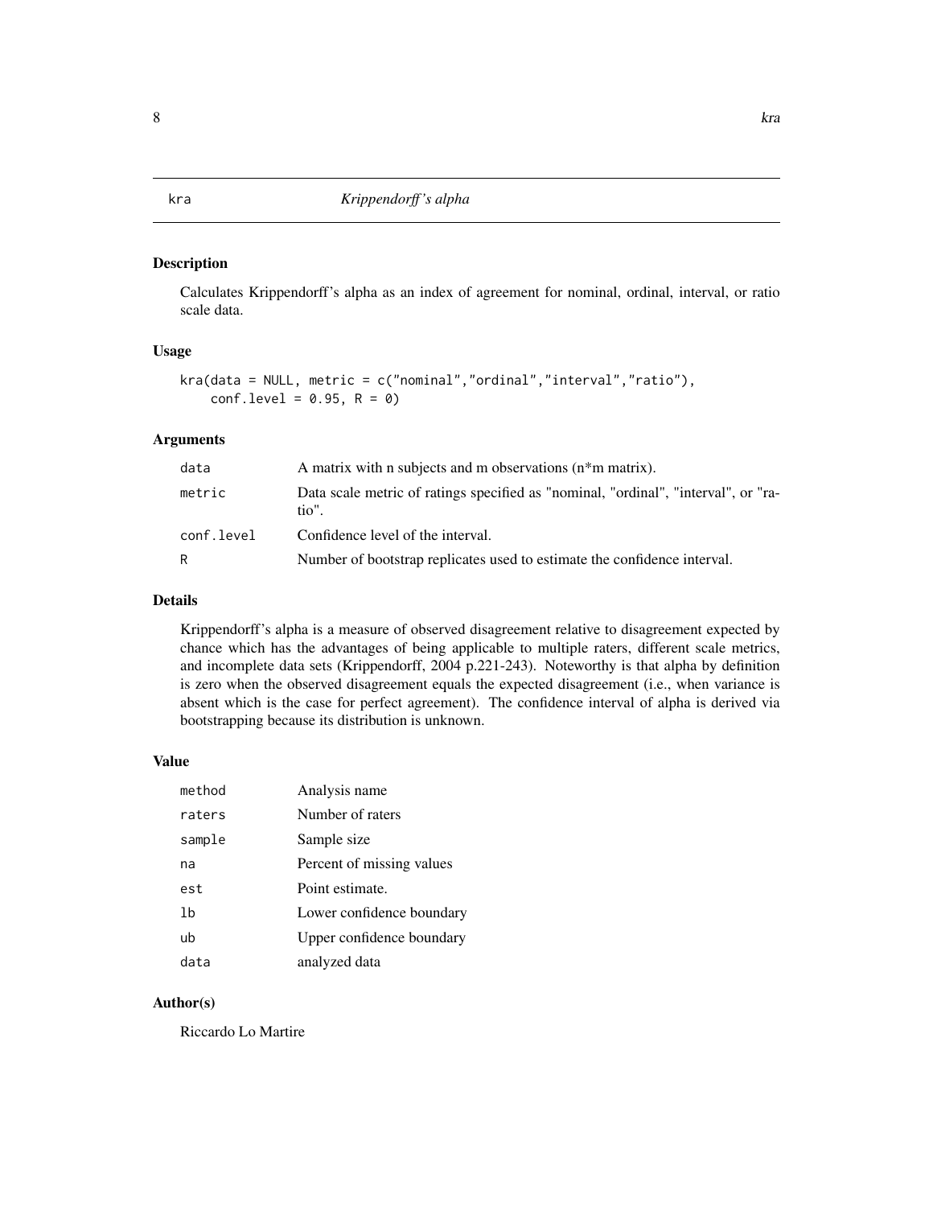# kra — *Krippendorff's alpha*

## Description

Calculates Krippendorff's alpha as an index of agreement for nominal, ordinal, interval, or ratio scale data.

## Usage

```
kra(data = NULL, metric = c("nominal","ordinal","interval","ratio"),
    conf.level = 0.95, R = 0)
```

## Arguments

| | |
|---|---|
| data | A matrix with n subjects and m observations (n*m matrix). |
| metric | Data scale metric of ratings specified as "nominal, "ordinal", "interval", or "ratio". |
| conf.level | Confidence level of the interval. |
| R | Number of bootstrap replicates used to estimate the confidence interval. |

## Details

Krippendorff's alpha is a measure of observed disagreement relative to disagreement expected by chance which has the advantages of being applicable to multiple raters, different scale metrics, and incomplete data sets (Krippendorff, 2004 p.221-243). Noteworthy is that alpha by definition is zero when the observed disagreement equals the expected disagreement (i.e., when variance is absent which is the case for perfect agreement). The confidence interval of alpha is derived via bootstrapping because its distribution is unknown.

## Value

| | |
|---|---|
| method | Analysis name |
| raters | Number of raters |
| sample | Sample size |
| na | Percent of missing values |
| est | Point estimate. |
| lb | Lower confidence boundary |
| ub | Upper confidence boundary |
| data | analyzed data |

## Author(s)

Riccardo Lo Martire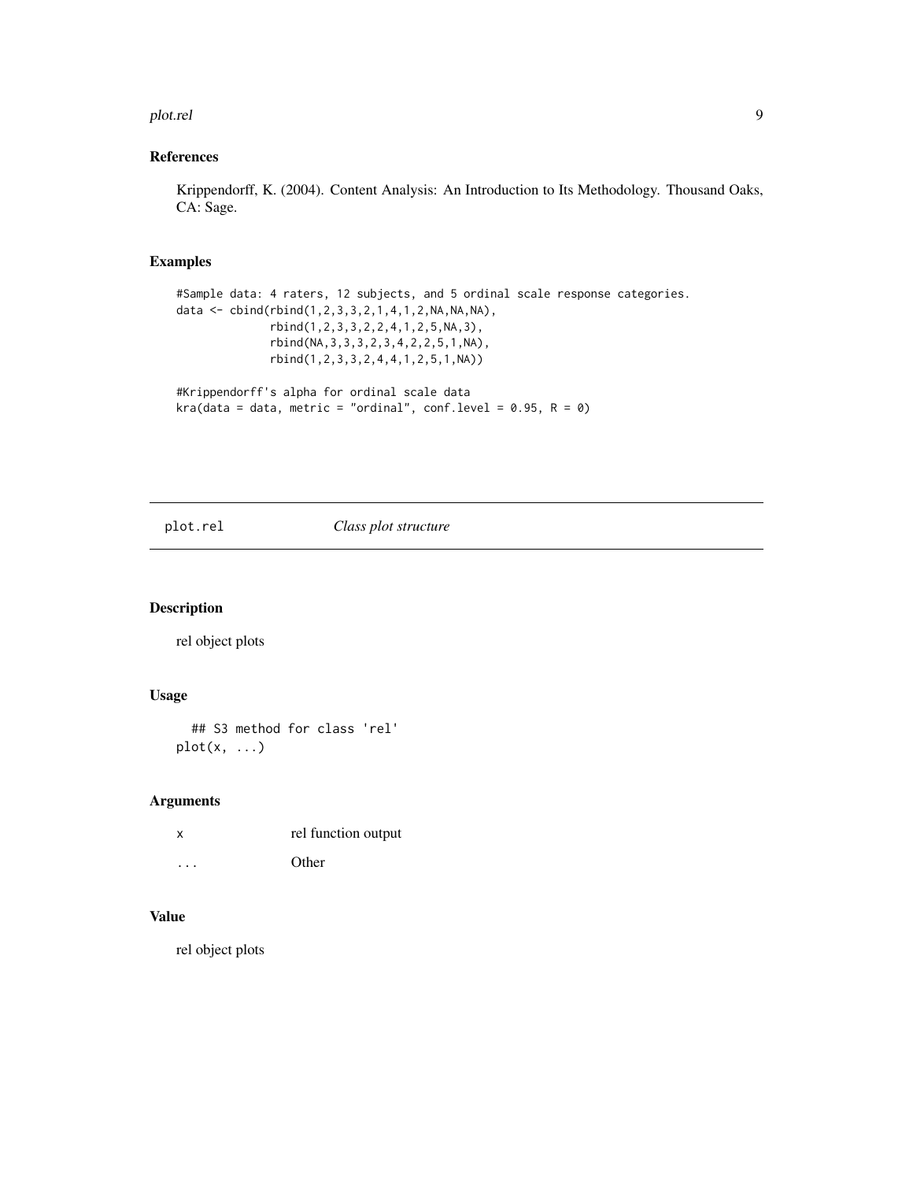## References

Krippendorff, K. (2004). Content Analysis: An Introduction to Its Methodology. Thousand Oaks, CA: Sage.

## Examples

```
#Sample data: 4 raters, 12 subjects, and 5 ordinal scale response categories.
data <- cbind(rbind(1,2,3,3,2,1,4,1,2,NA,NA,NA),
              rbind(1,2,3,3,2,2,4,1,2,5,NA,3),
              rbind(NA,3,3,3,2,3,4,2,2,5,1,NA),
              rbind(1,2,3,3,2,4,4,1,2,5,1,NA))

#Krippendorff's alpha for ordinal scale data
kra(data = data, metric = "ordinal", conf.level = 0.95, R = 0)
```

---

# plot.rel *Class plot structure*

---

## Description

rel object plots

## Usage

```
## S3 method for class 'rel'
plot(x, ...)
```

## Arguments

| | |
|---|---|
| x | rel function output |
| ... | Other |

## Value

rel object plots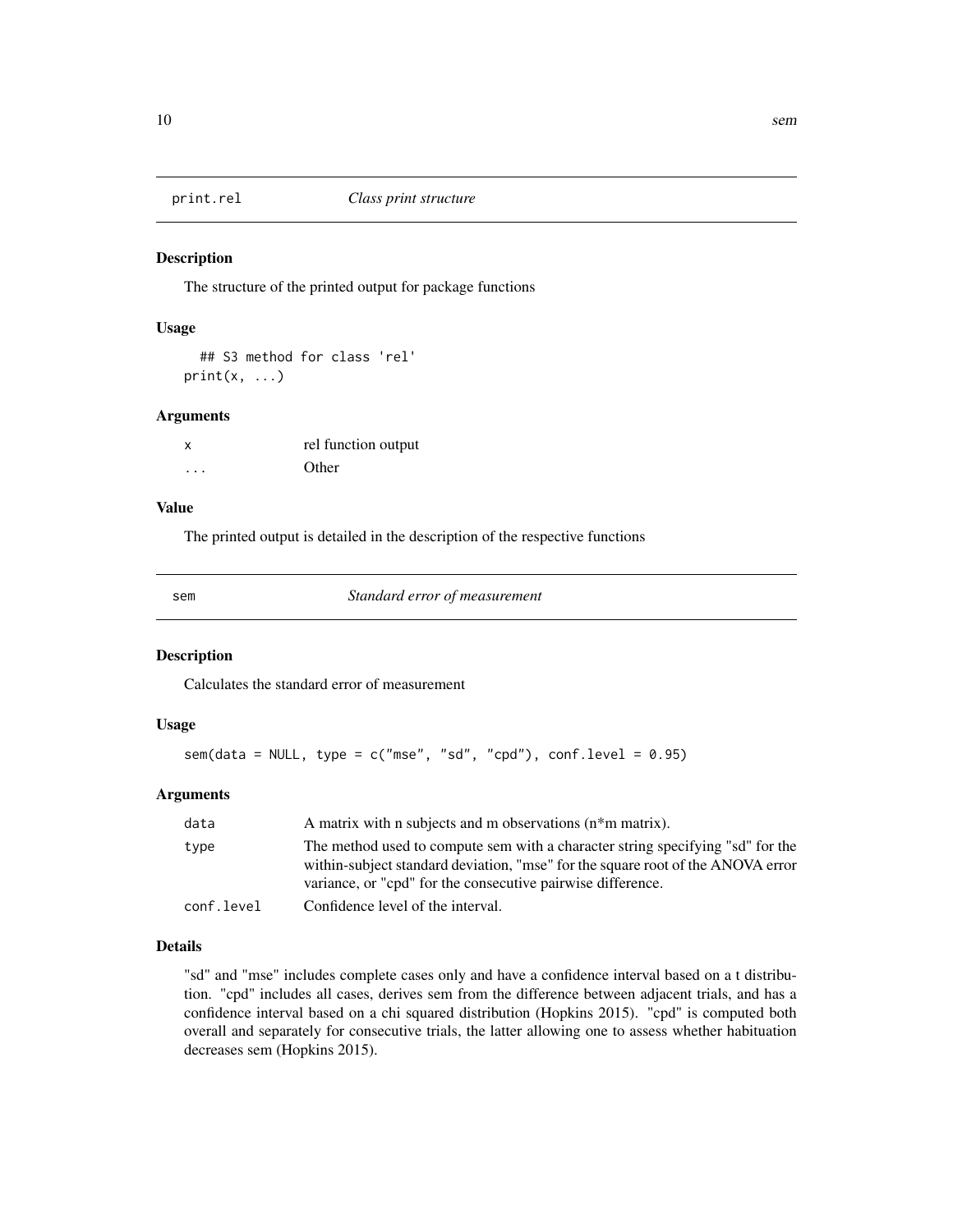## print.rel — *Class print structure*

### Description

The structure of the printed output for package functions

### Usage

```
## S3 method for class 'rel'
print(x, ...)
```

### Arguments

| | |
|---|---|
| x | rel function output |
| ... | Other |

### Value

The printed output is detailed in the description of the respective functions

## sem — *Standard error of measurement*

### Description

Calculates the standard error of measurement

### Usage

```
sem(data = NULL, type = c("mse", "sd", "cpd"), conf.level = 0.95)
```

### Arguments

| | |
|---|---|
| data | A matrix with n subjects and m observations (n*m matrix). |
| type | The method used to compute sem with a character string specifying "sd" for the within-subject standard deviation, "mse" for the square root of the ANOVA error variance, or "cpd" for the consecutive pairwise difference. |
| conf.level | Confidence level of the interval. |

### Details

"sd" and "mse" includes complete cases only and have a confidence interval based on a t distribution. "cpd" includes all cases, derives sem from the difference between adjacent trials, and has a confidence interval based on a chi squared distribution (Hopkins 2015). "cpd" is computed both overall and separately for consecutive trials, the latter allowing one to assess whether habituation decreases sem (Hopkins 2015).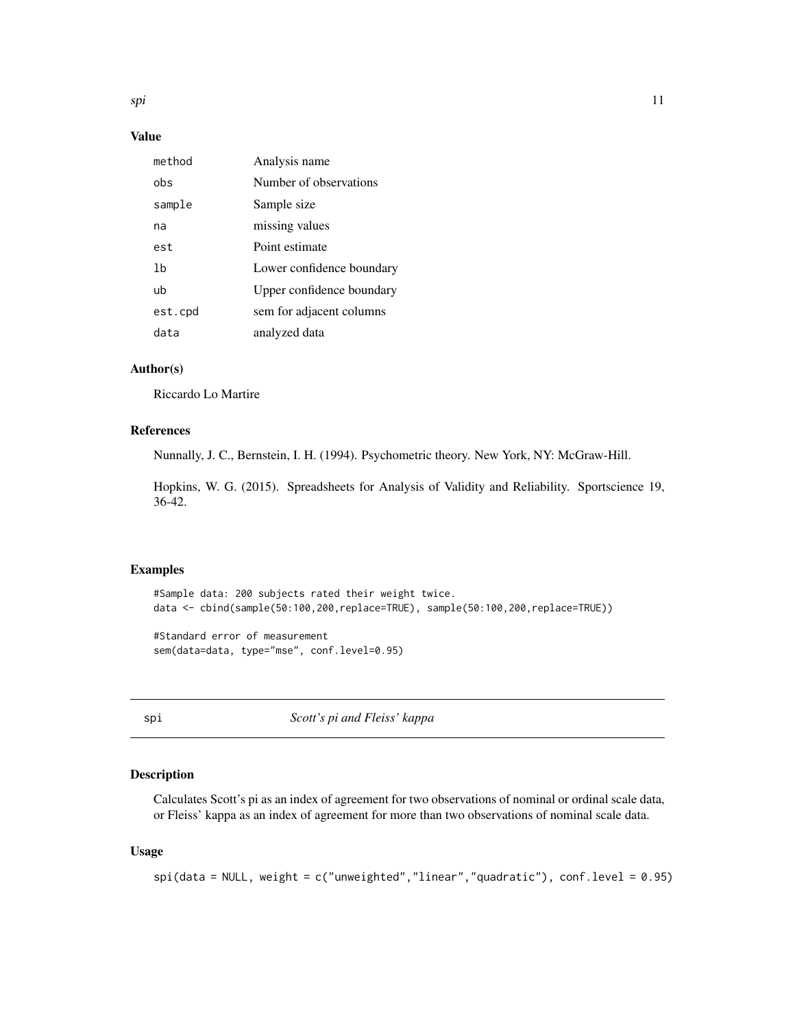### Value

| | |
|---|---|
| method | Analysis name |
| obs | Number of observations |
| sample | Sample size |
| na | missing values |
| est | Point estimate |
| lb | Lower confidence boundary |
| ub | Upper confidence boundary |
| est.cpd | sem for adjacent columns |
| data | analyzed data |

### Author(s)

Riccardo Lo Martire

### References

Nunnally, J. C., Bernstein, I. H. (1994). Psychometric theory. New York, NY: McGraw-Hill.

Hopkins, W. G. (2015). Spreadsheets for Analysis of Validity and Reliability. Sportscience 19, 36-42.

### Examples

```
#Sample data: 200 subjects rated their weight twice.
data <- cbind(sample(50:100,200,replace=TRUE), sample(50:100,200,replace=TRUE))

#Standard error of measurement
sem(data=data, type="mse", conf.level=0.95)
```

## spi — *Scott's pi and Fleiss' kappa*

### Description

Calculates Scott's pi as an index of agreement for two observations of nominal or ordinal scale data, or Fleiss' kappa as an index of agreement for more than two observations of nominal scale data.

### Usage

```
spi(data = NULL, weight = c("unweighted","linear","quadratic"), conf.level = 0.95)
```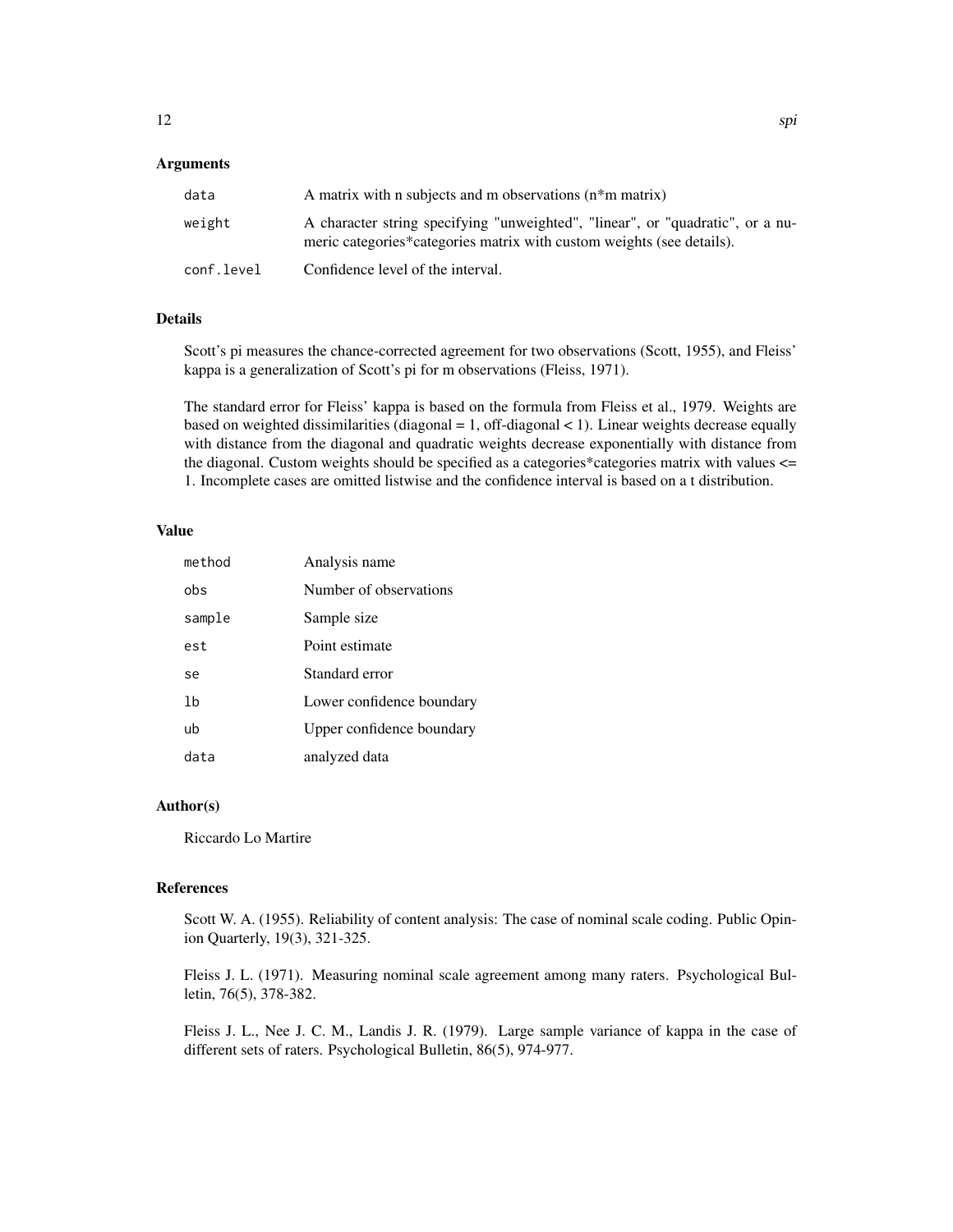## Arguments

| | |
|---|---|
| `data` | A matrix with n subjects and m observations (n*m matrix) |
| `weight` | A character string specifying "unweighted", "linear", or "quadratic", or a numeric categories*categories matrix with custom weights (see details). |
| `conf.level` | Confidence level of the interval. |

## Details

Scott's pi measures the chance-corrected agreement for two observations (Scott, 1955), and Fleiss' kappa is a generalization of Scott's pi for m observations (Fleiss, 1971).

The standard error for Fleiss' kappa is based on the formula from Fleiss et al., 1979. Weights are based on weighted dissimilarities (diagonal = 1, off-diagonal < 1). Linear weights decrease equally with distance from the diagonal and quadratic weights decrease exponentially with distance from the diagonal. Custom weights should be specified as a categories*categories matrix with values <= 1. Incomplete cases are omitted listwise and the confidence interval is based on a t distribution.

## Value

| | |
|---|---|
| `method` | Analysis name |
| `obs` | Number of observations |
| `sample` | Sample size |
| `est` | Point estimate |
| `se` | Standard error |
| `lb` | Lower confidence boundary |
| `ub` | Upper confidence boundary |
| `data` | analyzed data |

## Author(s)

Riccardo Lo Martire

## References

Scott W. A. (1955). Reliability of content analysis: The case of nominal scale coding. Public Opinion Quarterly, 19(3), 321-325.

Fleiss J. L. (1971). Measuring nominal scale agreement among many raters. Psychological Bulletin, 76(5), 378-382.

Fleiss J. L., Nee J. C. M., Landis J. R. (1979). Large sample variance of kappa in the case of different sets of raters. Psychological Bulletin, 86(5), 974-977.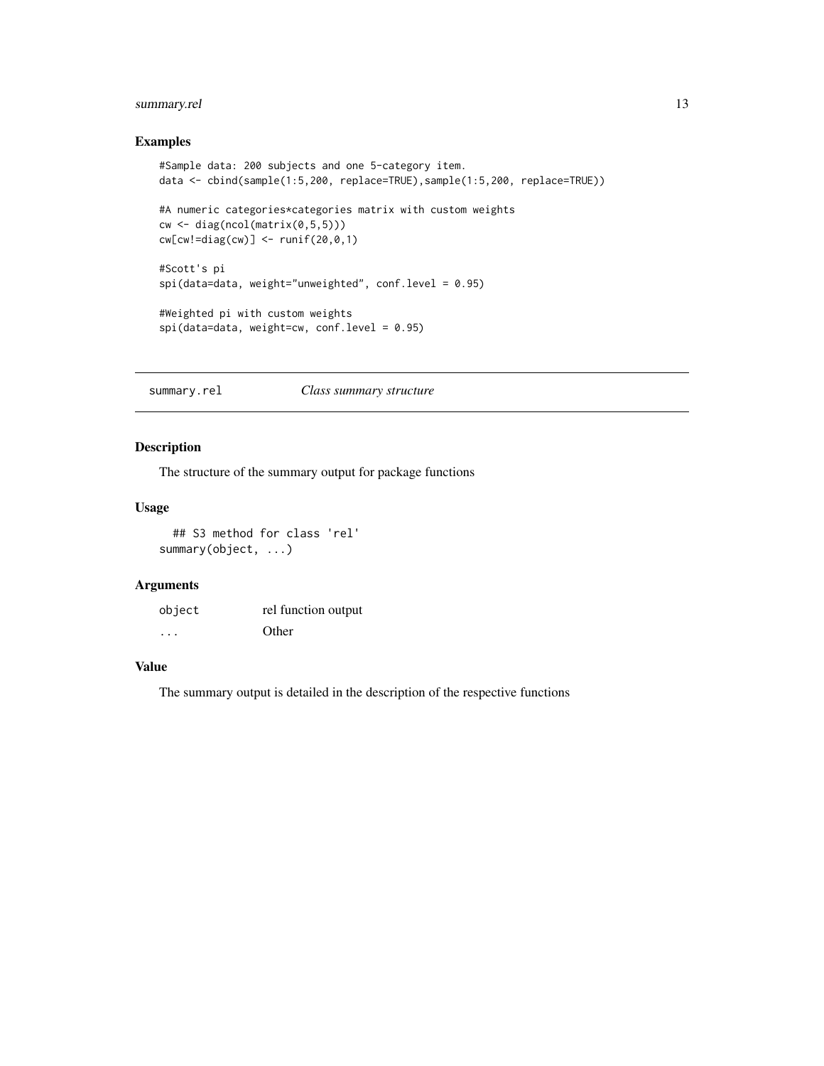## Examples

```
#Sample data: 200 subjects and one 5-category item.
data <- cbind(sample(1:5,200, replace=TRUE),sample(1:5,200, replace=TRUE))

#A numeric categories*categories matrix with custom weights
cw <- diag(ncol(matrix(0,5,5)))
cw[cw!=diag(cw)] <- runif(20,0,1)

#Scott's pi
spi(data=data, weight="unweighted", conf.level = 0.95)

#Weighted pi with custom weights
spi(data=data, weight=cw, conf.level = 0.95)
```

---

# summary.rel *Class summary structure*

## Description

The structure of the summary output for package functions

## Usage

```
  ## S3 method for class 'rel'
summary(object, ...)
```

## Arguments

| | |
|---|---|
| object | rel function output |
| ... | Other |

## Value

The summary output is detailed in the description of the respective functions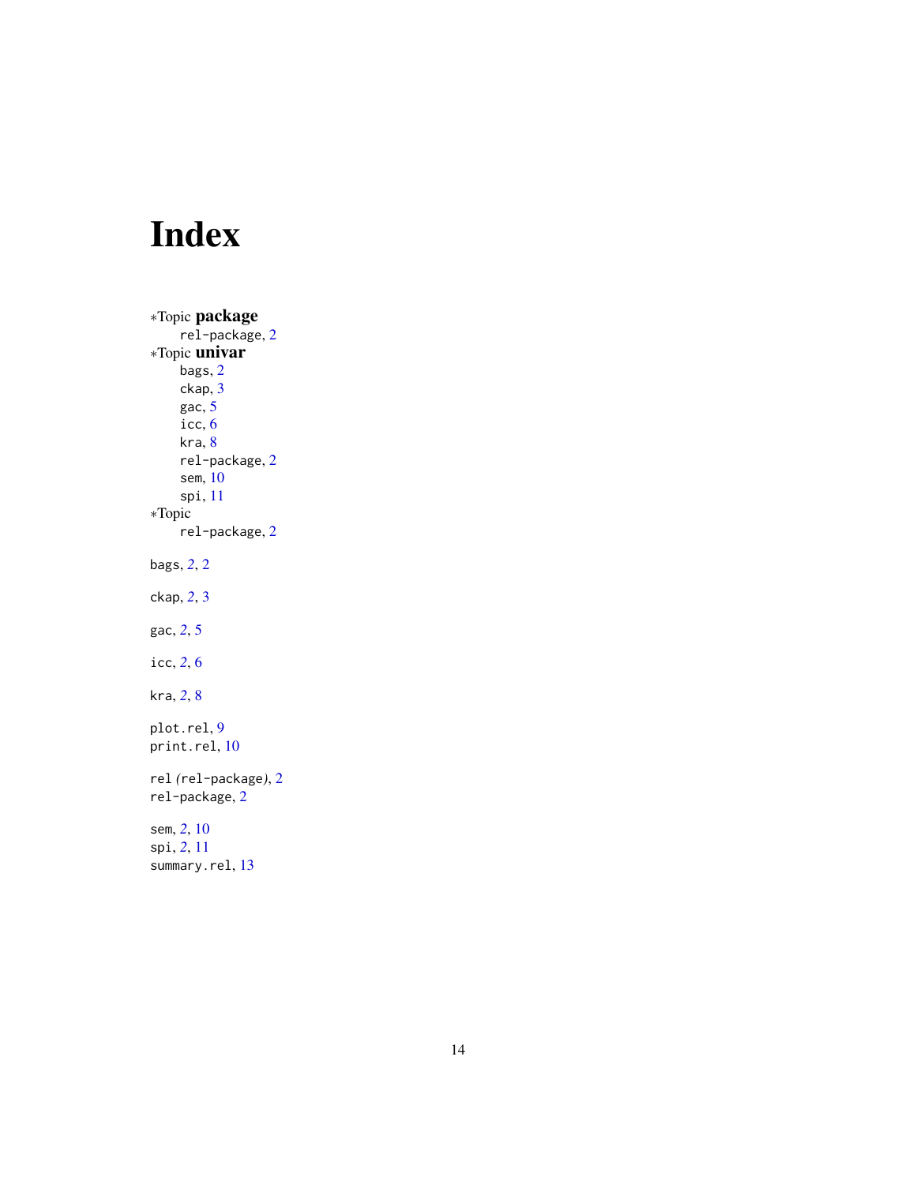# Index

*Topic **package**
  rel-package, 2
*Topic **univar**
  bags, 2
  ckap, 3
  gac, 5
  icc, 6
  kra, 8
  rel-package, 2
  sem, 10
  spi, 11
*Topic
  rel-package, 2

bags, *2*, 2

ckap, *2*, 3

gac, *2*, 5

icc, *2*, 6

kra, *2*, 8

plot.rel, 9
print.rel, 10

rel *(*rel-package*)*, 2
rel-package, 2

sem, *2*, 10
spi, *2*, 11
summary.rel, 13